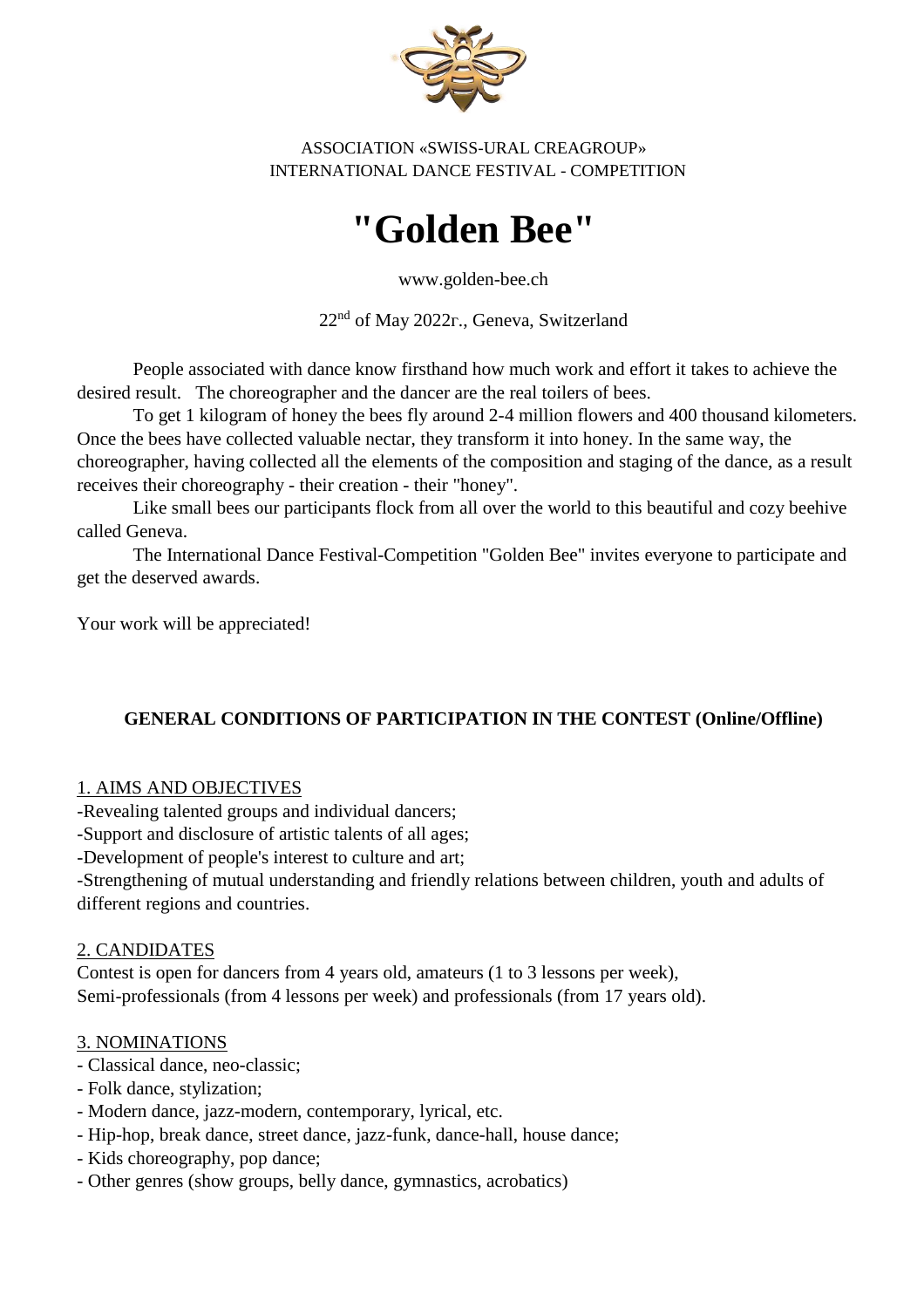ASSOCIATION «SWISS-URAL CREAGROUP»
INTERNATIONAL DANCE FESTIVAL - COMPETITION

# "Golden Bee"

www.golden-bee.ch

22nd of May 2022г., Geneva, Switzerland

People associated with dance know firsthand how much work and effort it takes to achieve the desired result. The choreographer and the dancer are the real toilers of bees.

To get 1 kilogram of honey the bees fly around 2-4 million flowers and 400 thousand kilometers. Once the bees have collected valuable nectar, they transform it into honey. In the same way, the choreographer, having collected all the elements of the composition and staging of the dance, as a result receives their choreography - their creation - their "honey".

Like small bees our participants flock from all over the world to this beautiful and cozy beehive called Geneva.

The International Dance Festival-Competition "Golden Bee" invites everyone to participate and get the deserved awards.

Your work will be appreciated!

## GENERAL CONDITIONS OF PARTICIPATION IN THE CONTEST (Online/Offline)

### 1. AIMS AND OBJECTIVES

-Revealing talented groups and individual dancers;
-Support and disclosure of artistic talents of all ages;
-Development of people's interest to culture and art;
-Strengthening of mutual understanding and friendly relations between children, youth and adults of different regions and countries.

### 2. CANDIDATES

Contest is open for dancers from 4 years old, amateurs (1 to 3 lessons per week), Semi-professionals (from 4 lessons per week) and professionals (from 17 years old).

### 3. NOMINATIONS

- Classical dance, neo-classic;
- Folk dance, stylization;
- Modern dance, jazz-modern, contemporary, lyrical, etc.
- Hip-hop, break dance, street dance, jazz-funk, dance-hall, house dance;
- Kids choreography, pop dance;
- Other genres (show groups, belly dance, gymnastics, acrobatics)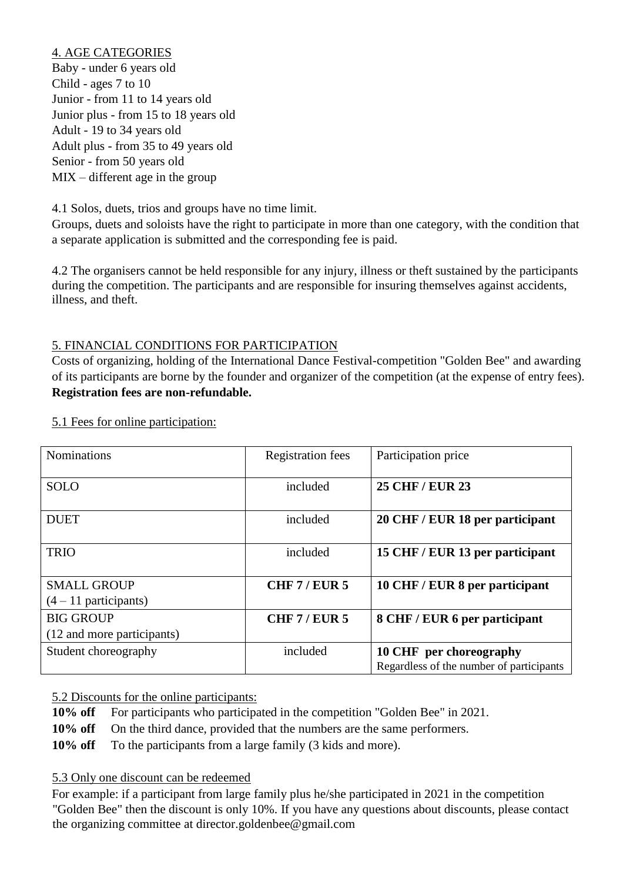## 4. AGE CATEGORIES

Baby - under 6 years old
Child - ages 7 to 10
Junior - from 11 to 14 years old
Junior plus - from 15 to 18 years old
Adult - 19 to 34 years old
Adult plus - from 35 to 49 years old
Senior - from 50 years old
MIX – different age in the group

4.1 Solos, duets, trios and groups have no time limit.
Groups, duets and soloists have the right to participate in more than one category, with the condition that a separate application is submitted and the corresponding fee is paid.

4.2 The organisers cannot be held responsible for any injury, illness or theft sustained by the participants during the competition. The participants and are responsible for insuring themselves against accidents, illness, and theft.

## 5. FINANCIAL CONDITIONS FOR PARTICIPATION

Costs of organizing, holding of the International Dance Festival-competition "Golden Bee" and awarding of its participants are borne by the founder and organizer of the competition (at the expense of entry fees). **Registration fees are non-refundable.**

5.1 Fees for online participation:

| Nominations | Registration fees | Participation price |
|---|---|---|
| SOLO | included | **25 CHF / EUR 23** |
| DUET | included | **20 CHF / EUR 18 per participant** |
| TRIO | included | **15 CHF / EUR 13 per participant** |
| SMALL GROUP (4 – 11 participants) | **CHF 7 / EUR 5** | **10 CHF / EUR 8 per participant** |
| BIG GROUP (12 and more participants) | **CHF 7 / EUR 5** | **8 CHF / EUR 6 per participant** |
| Student choreography | included | **10 CHF per choreography** Regardless of the number of participants |

5.2 Discounts for the online participants:

**10% off** For participants who participated in the competition "Golden Bee" in 2021.
**10% off** On the third dance, provided that the numbers are the same performers.
**10% off** To the participants from a large family (3 kids and more).

5.3 Only one discount can be redeemed

For example: if a participant from large family plus he/she participated in 2021 in the competition "Golden Bee" then the discount is only 10%. If you have any questions about discounts, please contact the organizing committee at director.goldenbee@gmail.com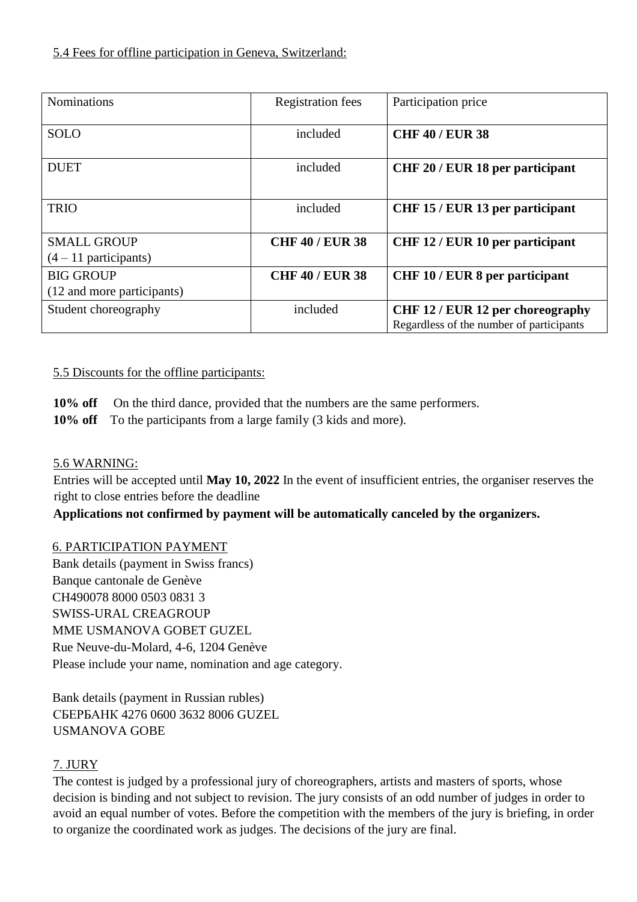5.4 Fees for offline participation in Geneva, Switzerland:

| Nominations | Registration fees | Participation price |
|---|---|---|
| SOLO | included | **CHF 40 / EUR 38** |
| DUET | included | **CHF 20 / EUR 18 per participant** |
| TRIO | included | **CHF 15 / EUR 13 per participant** |
| SMALL GROUP (4 – 11 participants) | **CHF 40 / EUR 38** | **CHF 12 / EUR 10 per participant** |
| BIG GROUP (12 and more participants) | **CHF 40 / EUR 38** | **CHF 10 / EUR 8 per participant** |
| Student choreography | included | **CHF 12 / EUR 12 per choreography** Regardless of the number of participants |

5.5 Discounts for the offline participants:

**10% off** On the third dance, provided that the numbers are the same performers.
**10% off** To the participants from a large family (3 kids and more).

5.6 WARNING:
Entries will be accepted until **May 10, 2022** In the event of insufficient entries, the organiser reserves the right to close entries before the deadline
**Applications not confirmed by payment will be automatically canceled by the organizers.**

6. PARTICIPATION PAYMENT
Bank details (payment in Swiss francs)
Banque cantonale de Genève
CH490078 8000 0503 0831 3
SWISS-URAL CREAGROUP
MME USMANOVA GOBET GUZEL
Rue Neuve-du-Molard, 4-6, 1204 Genève
Please include your name, nomination and age category.

Bank details (payment in Russian rubles)
СБЕРБАНК 4276 0600 3632 8006 GUZEL
USMANOVA GOBE

7. JURY
The contest is judged by a professional jury of choreographers, artists and masters of sports, whose decision is binding and not subject to revision. The jury consists of an odd number of judges in order to avoid an equal number of votes. Before the competition with the members of the jury is briefing, in order to organize the coordinated work as judges. The decisions of the jury are final.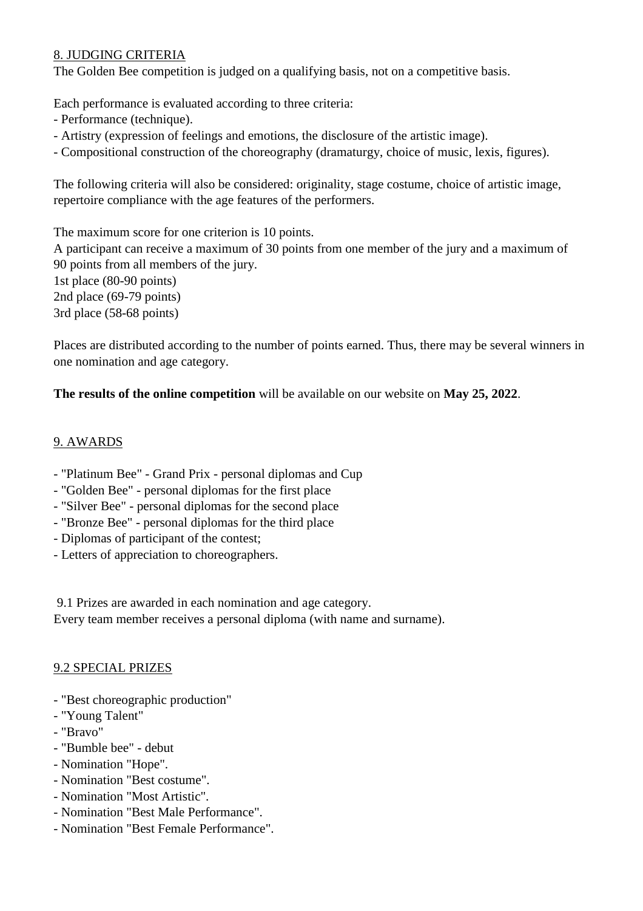## 8. JUDGING CRITERIA

The Golden Bee competition is judged on a qualifying basis, not on a competitive basis.

Each performance is evaluated according to three criteria:

- Performance (technique).
- Artistry (expression of feelings and emotions, the disclosure of the artistic image).
- Compositional construction of the choreography (dramaturgy, choice of music, lexis, figures).

The following criteria will also be considered: originality, stage costume, choice of artistic image, repertoire compliance with the age features of the performers.

The maximum score for one criterion is 10 points.
A participant can receive a maximum of 30 points from one member of the jury and a maximum of 90 points from all members of the jury.
1st place (80-90 points)
2nd place (69-79 points)
3rd place (58-68 points)

Places are distributed according to the number of points earned. Thus, there may be several winners in one nomination and age category.

**The results of the online competition** will be available on our website on **May 25, 2022**.

## 9. AWARDS

- "Platinum Bee" - Grand Prix - personal diplomas and Cup
- "Golden Bee" - personal diplomas for the first place
- "Silver Bee" - personal diplomas for the second place
- "Bronze Bee" - personal diplomas for the third place
- Diplomas of participant of the contest;
- Letters of appreciation to choreographers.

9.1 Prizes are awarded in each nomination and age category.
Every team member receives a personal diploma (with name and surname).

### 9.2 SPECIAL PRIZES

- "Best choreographic production"
- "Young Talent"
- "Bravo"
- "Bumble bee" - debut
- Nomination "Hope".
- Nomination "Best costume".
- Nomination "Most Artistic".
- Nomination "Best Male Performance".
- Nomination "Best Female Performance".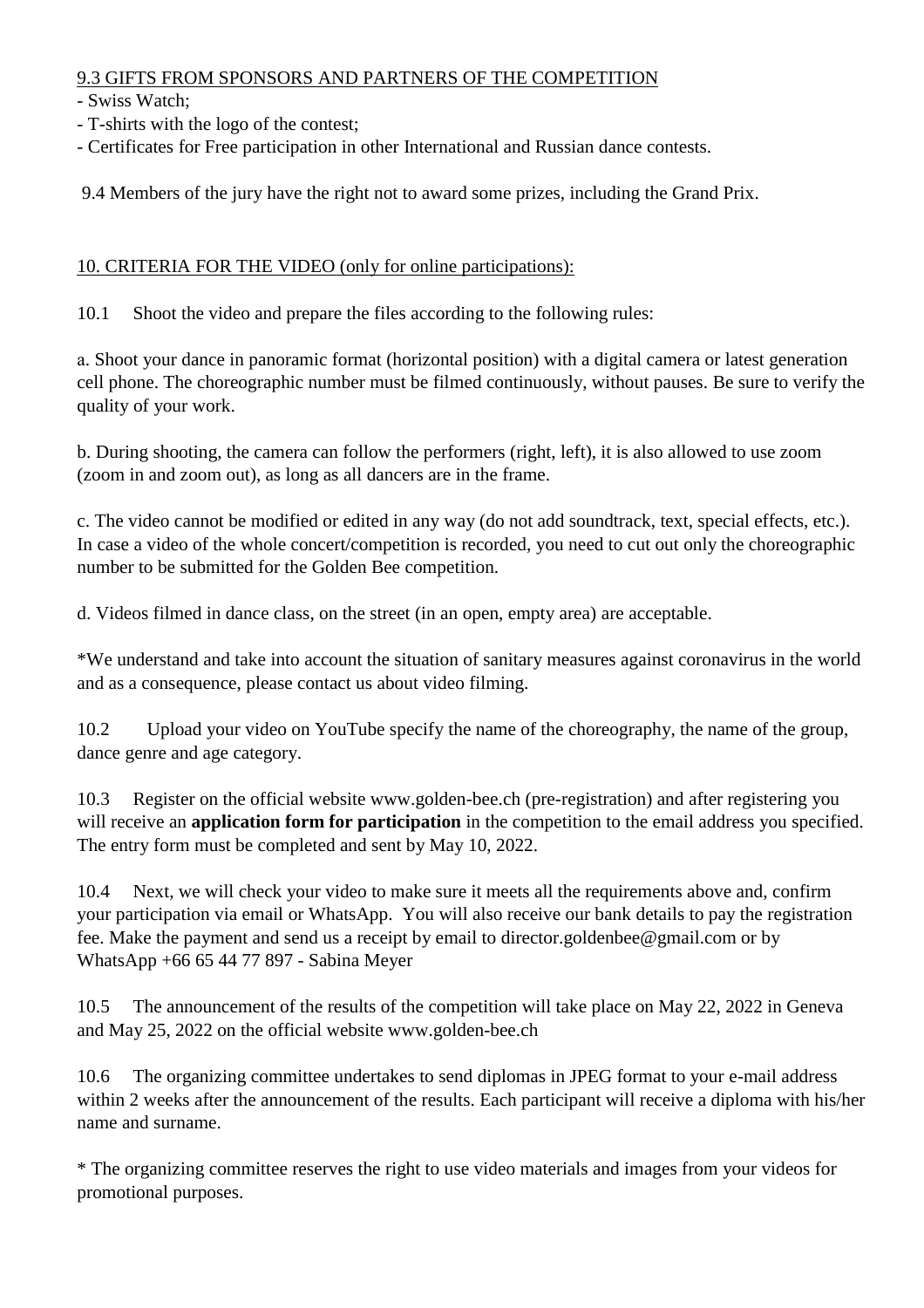<u>9.3 GIFTS FROM SPONSORS AND PARTNERS OF THE COMPETITION</u>

- Swiss Watch;
- T-shirts with the logo of the contest;
- Certificates for Free participation in other International and Russian dance contests.

9.4 Members of the jury have the right not to award some prizes, including the Grand Prix.

<u>10. CRITERIA FOR THE VIDEO (only for online participations):</u>

10.1 Shoot the video and prepare the files according to the following rules:

a. Shoot your dance in panoramic format (horizontal position) with a digital camera or latest generation cell phone. The choreographic number must be filmed continuously, without pauses. Be sure to verify the quality of your work.

b. During shooting, the camera can follow the performers (right, left), it is also allowed to use zoom (zoom in and zoom out), as long as all dancers are in the frame.

c. The video cannot be modified or edited in any way (do not add soundtrack, text, special effects, etc.). In case a video of the whole concert/competition is recorded, you need to cut out only the choreographic number to be submitted for the Golden Bee competition.

d. Videos filmed in dance class, on the street (in an open, empty area) are acceptable.

*We understand and take into account the situation of sanitary measures against coronavirus in the world and as a consequence, please contact us about video filming.

10.2 Upload your video on YouTube specify the name of the choreography, the name of the group, dance genre and age category.

10.3 Register on the official website www.golden-bee.ch (pre-registration) and after registering you will receive an **application form for participation** in the competition to the email address you specified. The entry form must be completed and sent by May 10, 2022.

10.4 Next, we will check your video to make sure it meets all the requirements above and, confirm your participation via email or WhatsApp. You will also receive our bank details to pay the registration fee. Make the payment and send us a receipt by email to director.goldenbee@gmail.com or by WhatsApp +66 65 44 77 897 - Sabina Meyer

10.5 The announcement of the results of the competition will take place on May 22, 2022 in Geneva and May 25, 2022 on the official website www.golden-bee.ch

10.6 The organizing committee undertakes to send diplomas in JPEG format to your e-mail address within 2 weeks after the announcement of the results. Each participant will receive a diploma with his/her name and surname.

* The organizing committee reserves the right to use video materials and images from your videos for promotional purposes.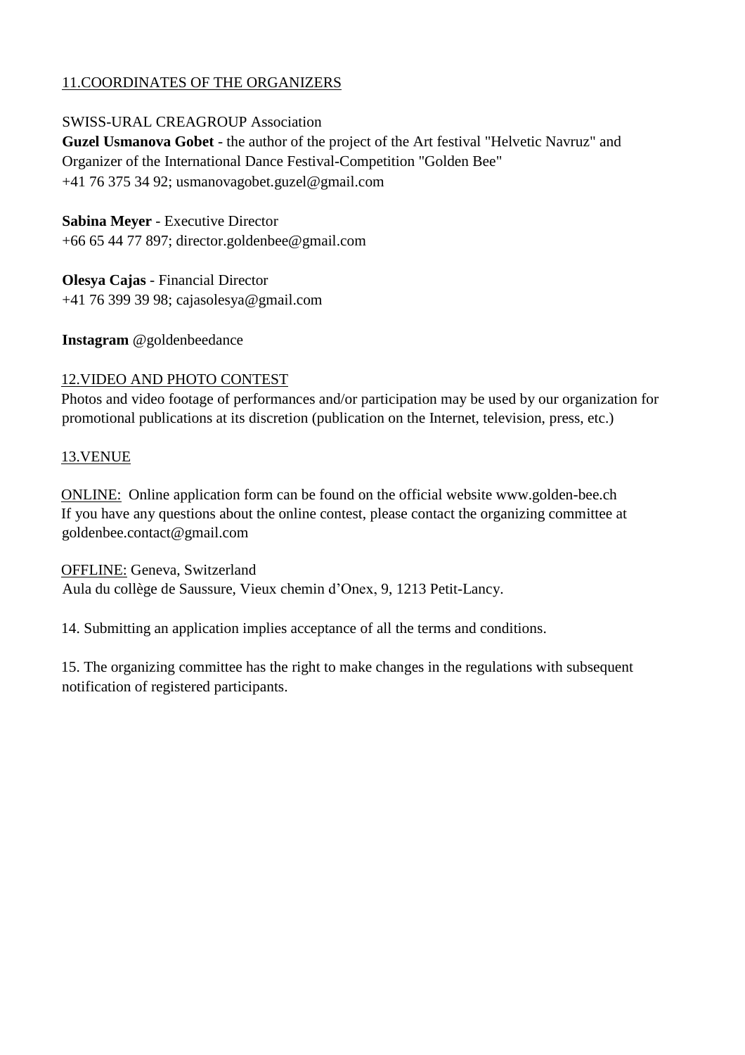## 11.COORDINATES OF THE ORGANIZERS

SWISS-URAL CREAGROUP Association
**Guzel Usmanova Gobet** - the author of the project of the Art festival "Helvetic Navruz" and Organizer of the International Dance Festival-Competition "Golden Bee"
+41 76 375 34 92; usmanovagobet.guzel@gmail.com

**Sabina Meyer** - Executive Director
+66 65 44 77 897; director.goldenbee@gmail.com

**Olesya Cajas** - Financial Director
+41 76 399 39 98; cajasolesya@gmail.com

**Instagram** @goldenbeedance

## 12.VIDEO AND PHOTO CONTEST

Photos and video footage of performances and/or participation may be used by our organization for promotional publications at its discretion (publication on the Internet, television, press, etc.)

## 13.VENUE

ONLINE: Online application form can be found on the official website www.golden-bee.ch
If you have any questions about the online contest, please contact the organizing committee at goldenbee.contact@gmail.com

OFFLINE: Geneva, Switzerland
Aula du collège de Saussure, Vieux chemin d'Onex, 9, 1213 Petit-Lancy.

14. Submitting an application implies acceptance of all the terms and conditions.

15. The organizing committee has the right to make changes in the regulations with subsequent notification of registered participants.